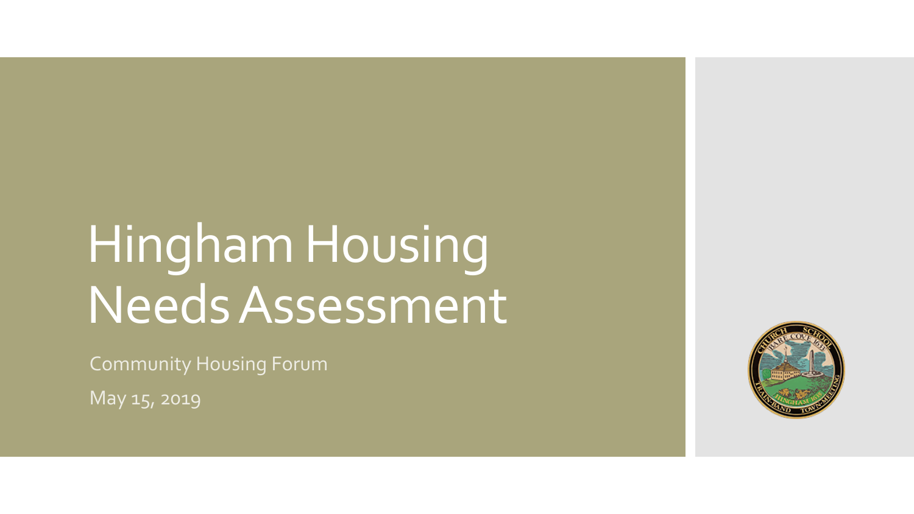# Hingham Housing Needs Assessment

Community Housing Forum

May 15, 2019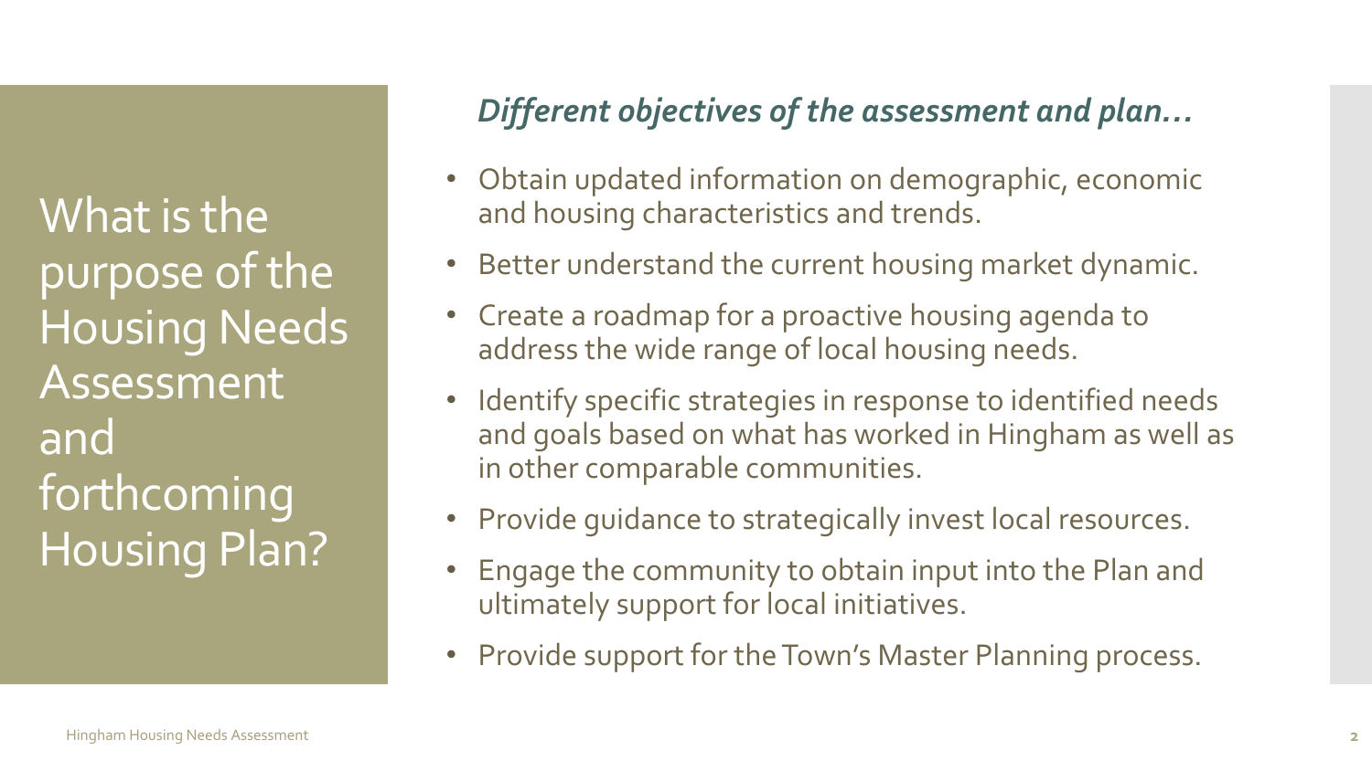# What is the purpose of the Housing Needs Assessment and forthcoming Housing Plan?

## *Different objectives of the assessment and plan…*

- Obtain updated information on demographic, economic and housing characteristics and trends.
- Better understand the current housing market dynamic.
- Create a roadmap for a proactive housing agenda to address the wide range of local housing needs.
- Identify specific strategies in response to identified needs and goals based on what has worked in Hingham as well as in other comparable communities.
- Provide guidance to strategically invest local resources.
- Engage the community to obtain input into the Plan and ultimately support for local initiatives.
- Provide support for the Town's Master Planning process.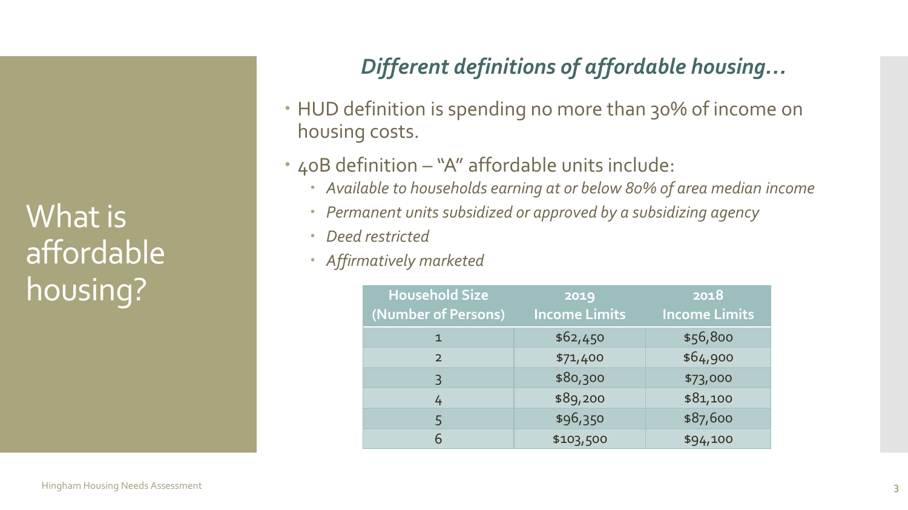# What is affordable housing?

## *Different definitions of affordable housing…*

- HUD definition is spending no more than 30% of income on housing costs.
- 40B definition – "A" affordable units include:
  - *Available to households earning at or below 80% of area median income*
  - *Permanent units subsidized or approved by a subsidizing agency*
  - *Deed restricted*
  - *Affirmatively marketed*

| Household Size (Number of Persons) | 2019 Income Limits | 2018 Income Limits |
|---|---|---|
| 1 | $62,450 | $56,800 |
| 2 | $71,400 | $64,900 |
| 3 | $80,300 | $73,000 |
| 4 | $89,200 | $81,100 |
| 5 | $96,350 | $87,600 |
| 6 | $103,500 | $94,100 |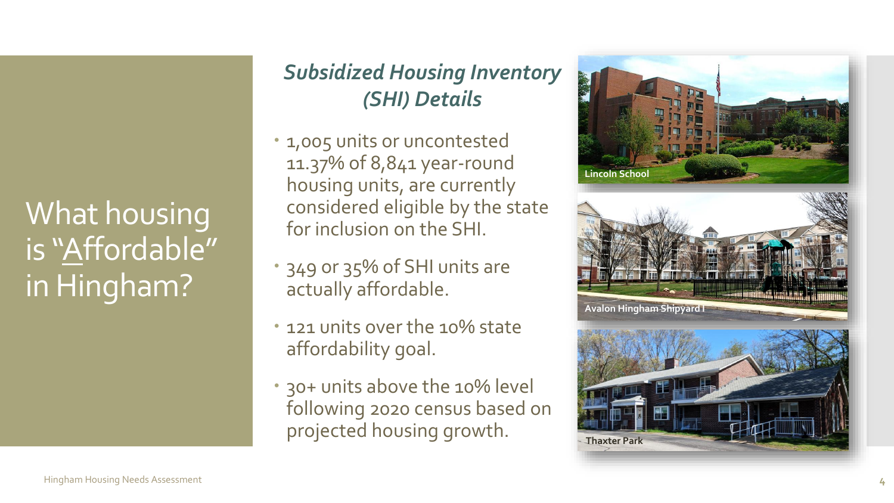# What housing is "Affordable" in Hingham?

## *Subsidized Housing Inventory (SHI) Details*

- 1,005 units or uncontested 11.37% of 8,841 year-round housing units, are currently considered eligible by the state for inclusion on the SHI.
- 349 or 35% of SHI units are actually affordable.
- 121 units over the 10% state affordability goal.
- 30+ units above the 10% level following 2020 census based on projected housing growth.

Lincoln School

Avalon Hingham Shipyard I

Thaxter Park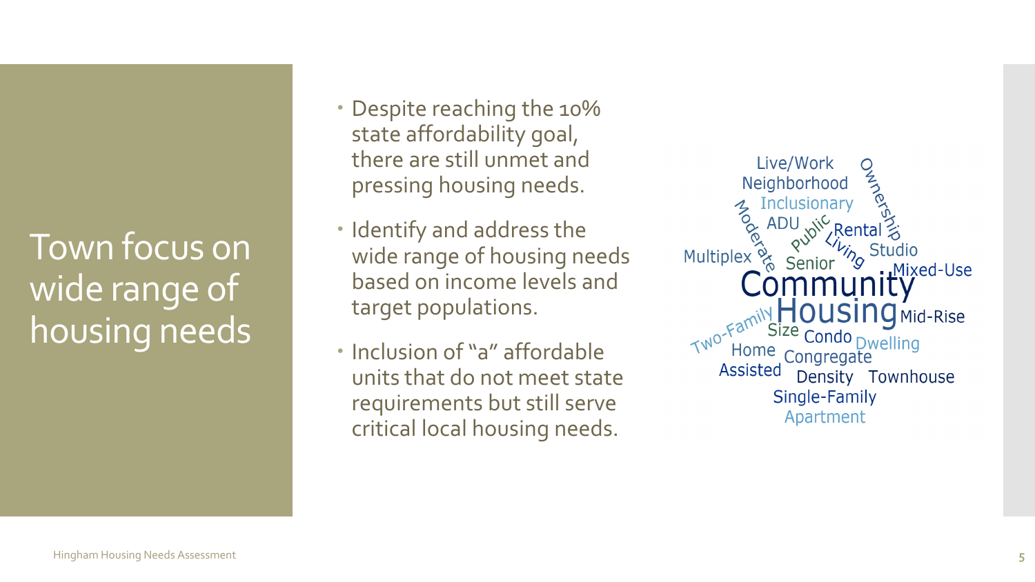# Town focus on wide range of housing needs

- Despite reaching the 10% state affordability goal, there are still unmet and pressing housing needs.
- Identify and address the wide range of housing needs based on income levels and target populations.
- Inclusion of "a" affordable units that do not meet state requirements but still serve critical local housing needs.

Live/Work Ownership Neighborhood Inclusionary Moderate ADU Public Rental Living Multiplex Senior Studio Mixed-Use Community Housing Two-Family Size Mid-Rise Home Condo Dwelling Congregate Assisted Density Townhouse Single-Family Apartment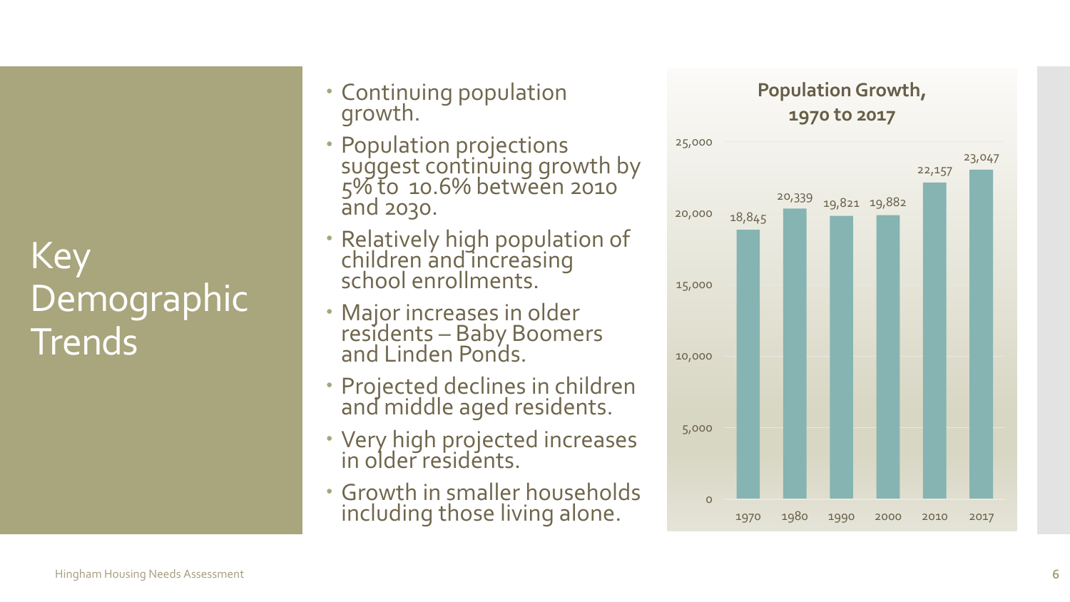# Key Demographic Trends

- Continuing population growth.
- Population projections suggest continuing growth by 5% to 10.6% between 2010 and 2030.
- Relatively high population of children and increasing school enrollments.
- Major increases in older residents – Baby Boomers and Linden Ponds.
- Projected declines in children and middle aged residents.
- Very high projected increases in older residents.
- Growth in smaller households including those living alone.

**Population Growth, 1970 to 2017**

| Year | Population |
| --- | --- |
| 1970 | 18,845 |
| 1980 | 20,339 |
| 1990 | 19,821 |
| 2000 | 19,882 |
| 2010 | 22,157 |
| 2017 | 23,047 |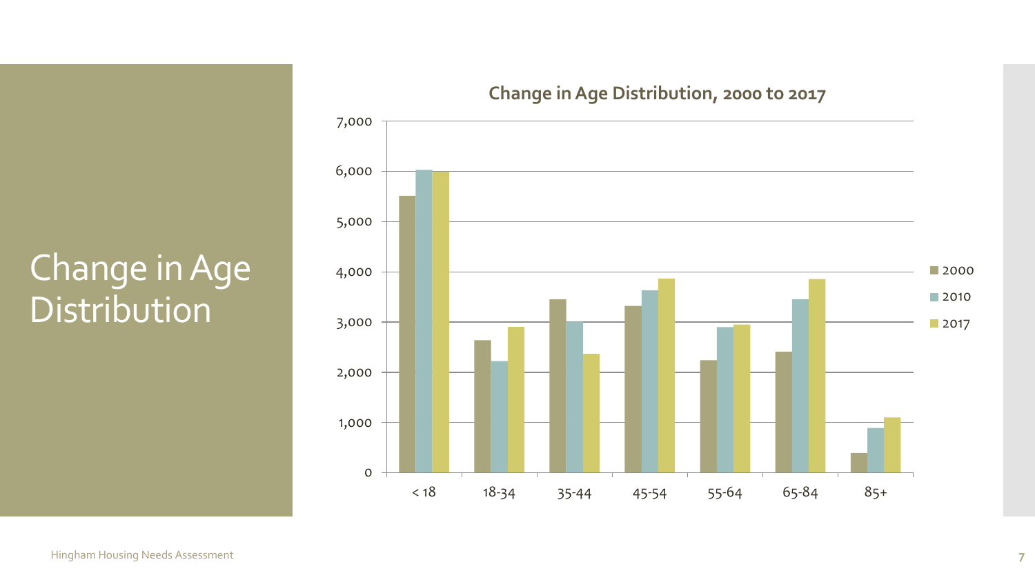# Change in Age Distribution

**Change in Age Distribution, 2000 to 2017**

Legend: 2000, 2010, 2017

Age groups: < 18, 18-34, 35-44, 45-54, 55-64, 65-84, 85+

Y-axis: 0, 1,000, 2,000, 3,000, 4,000, 5,000, 6,000, 7,000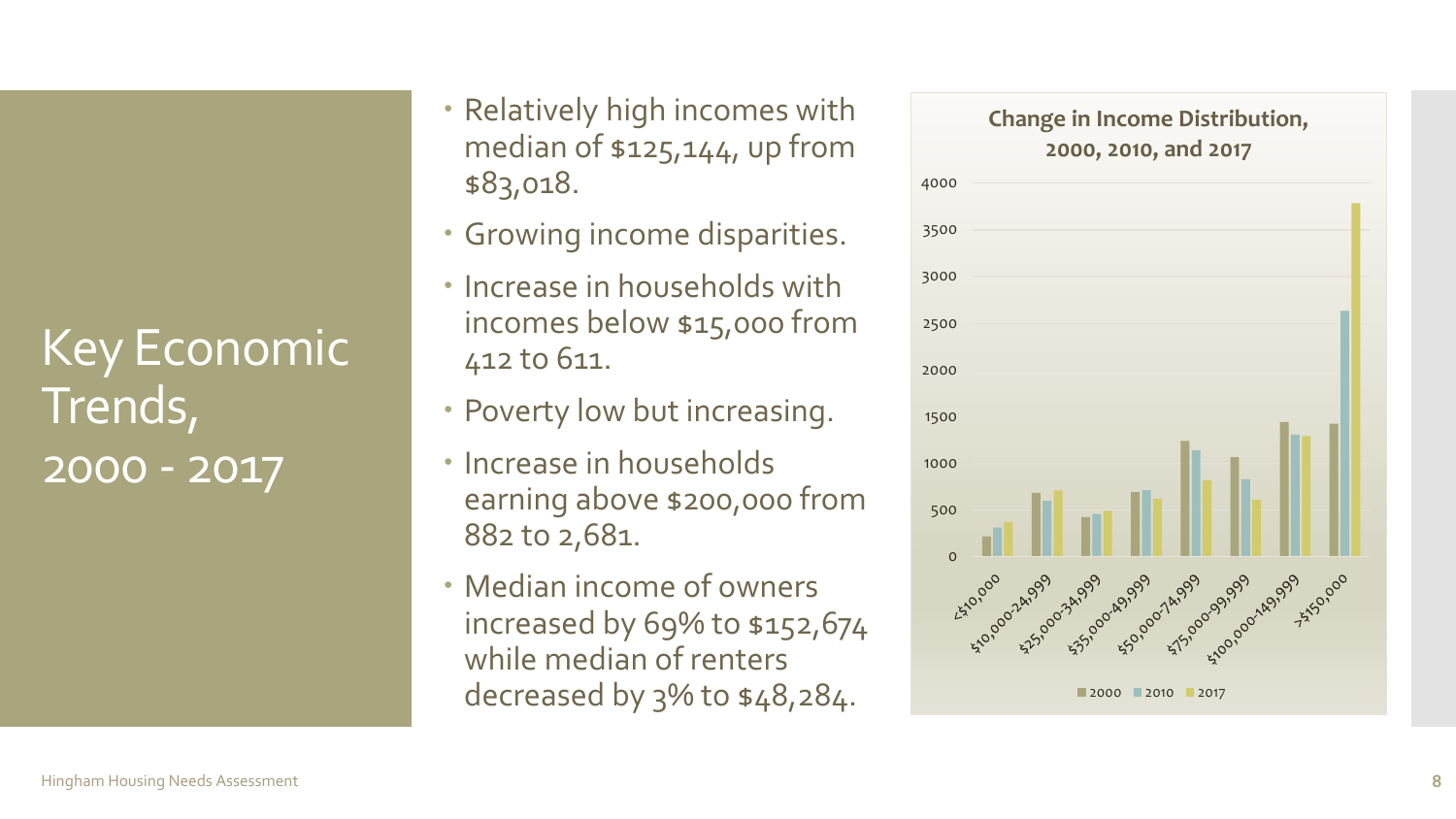# Key Economic Trends, 2000 - 2017

- Relatively high incomes with median of $125,144, up from $83,018.
- Growing income disparities.
- Increase in households with incomes below $15,000 from 412 to 611.
- Poverty low but increasing.
- Increase in households earning above $200,000 from 882 to 2,681.
- Median income of owners increased by 69% to $152,674 while median of renters decreased by 3% to $48,284.

**Change in Income Distribution, 2000, 2010, and 2017**

| Income | 2000 | 2010 | 2017 |
|---|---|---|---|
| <$10,000 | ~210 | ~310 | ~370 |
| $10,000-24,999 | ~690 | ~600 | ~710 |
| $25,000-34,999 | ~420 | ~460 | ~490 |
| $35,000-49,999 | ~700 | ~710 | ~620 |
| $50,000-74,999 | ~1240 | ~1140 | ~820 |
| $75,000-99,999 | ~1070 | ~830 | ~610 |
| $100,000-149,999 | ~1450 | ~1310 | ~1300 |
| >$150,000 | ~1430 | ~2630 | ~3780 |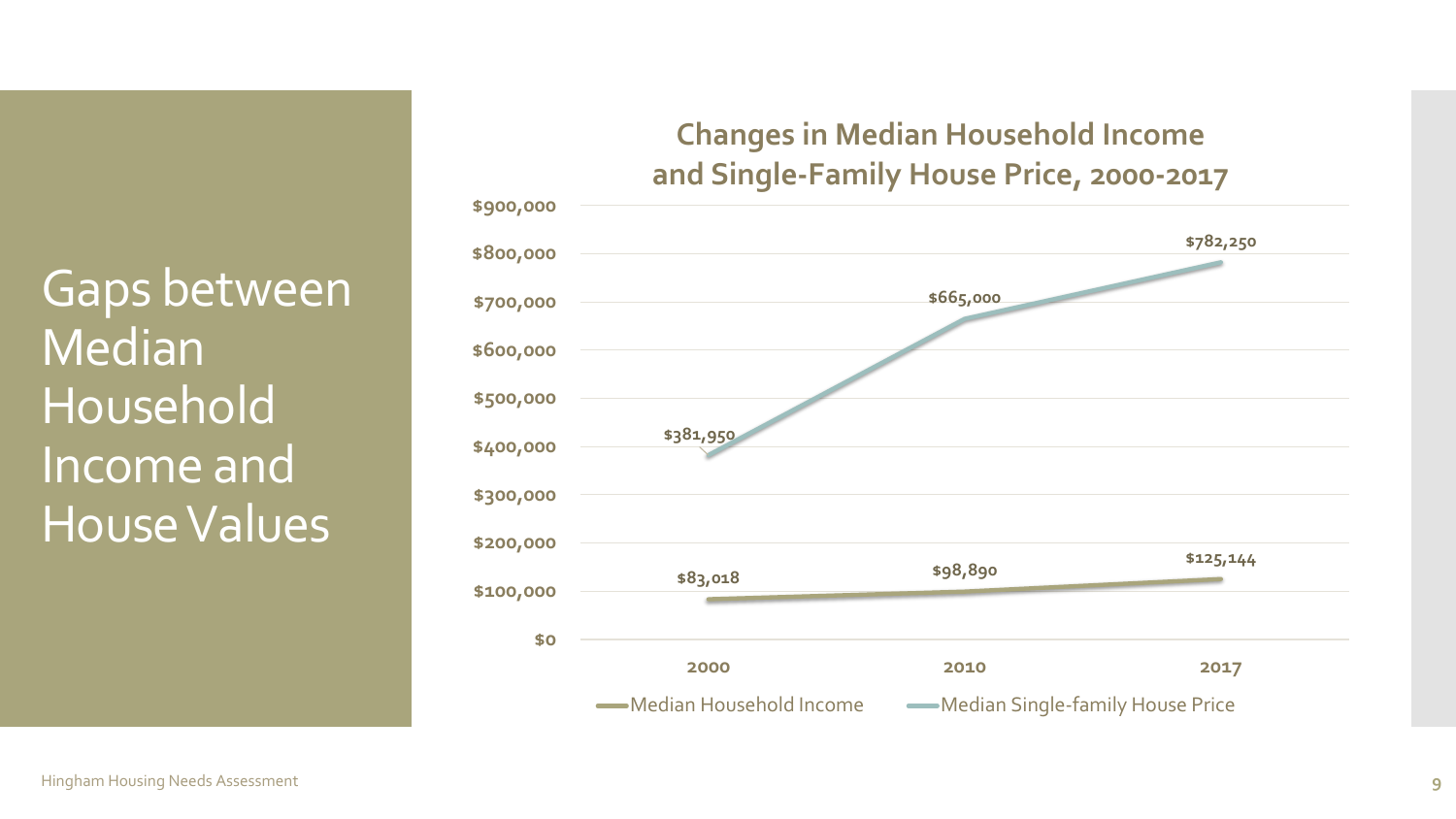# Gaps between Median Household Income and House Values

## Changes in Median Household Income and Single-Family House Price, 2000-2017

| Year | Median Household Income | Median Single-family House Price |
|---|---|---|
| 2000 | $83,018 | $381,950 |
| 2010 | $98,890 | $665,000 |
| 2017 | $125,144 | $782,250 |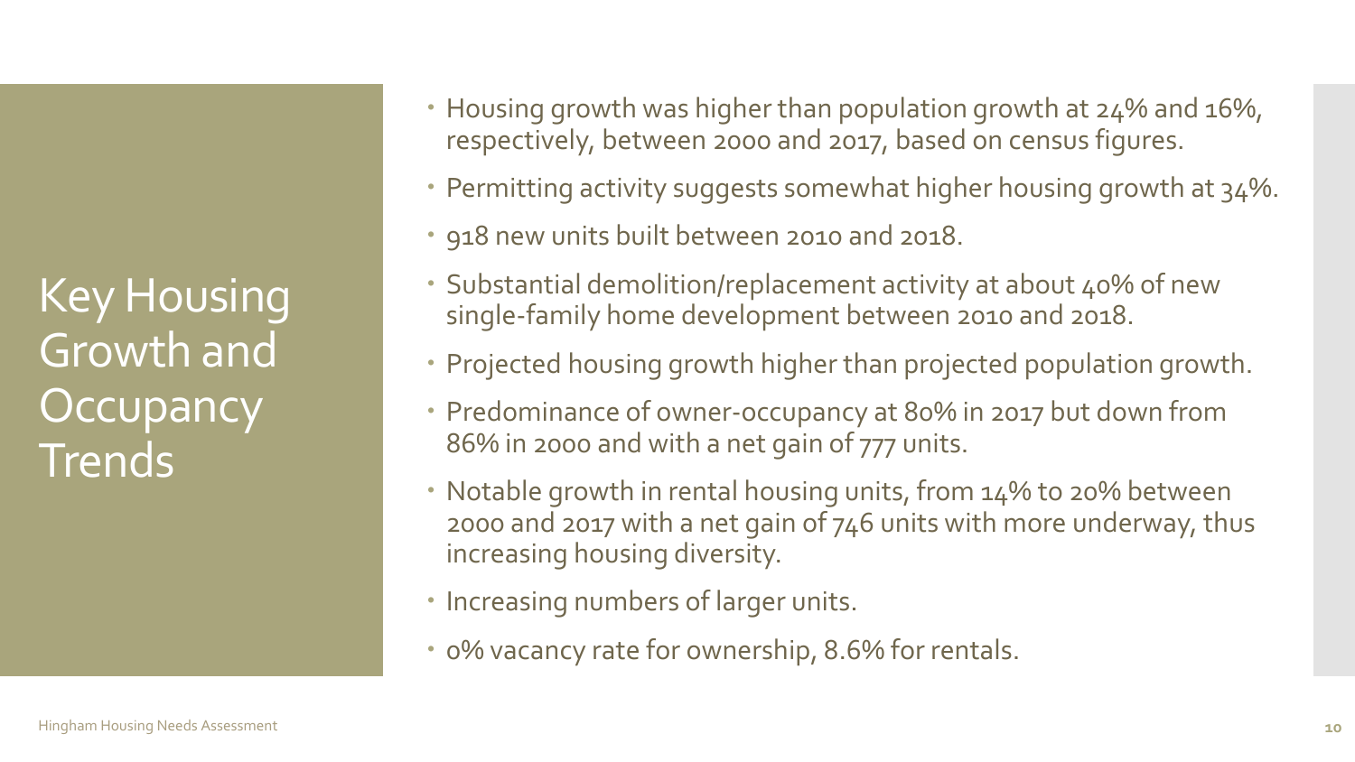# Key Housing Growth and Occupancy Trends

- Housing growth was higher than population growth at 24% and 16%, respectively, between 2000 and 2017, based on census figures.
- Permitting activity suggests somewhat higher housing growth at 34%.
- 918 new units built between 2010 and 2018.
- Substantial demolition/replacement activity at about 40% of new single-family home development between 2010 and 2018.
- Projected housing growth higher than projected population growth.
- Predominance of owner-occupancy at 80% in 2017 but down from 86% in 2000 and with a net gain of 777 units.
- Notable growth in rental housing units, from 14% to 20% between 2000 and 2017 with a net gain of 746 units with more underway, thus increasing housing diversity.
- Increasing numbers of larger units.
- 0% vacancy rate for ownership, 8.6% for rentals.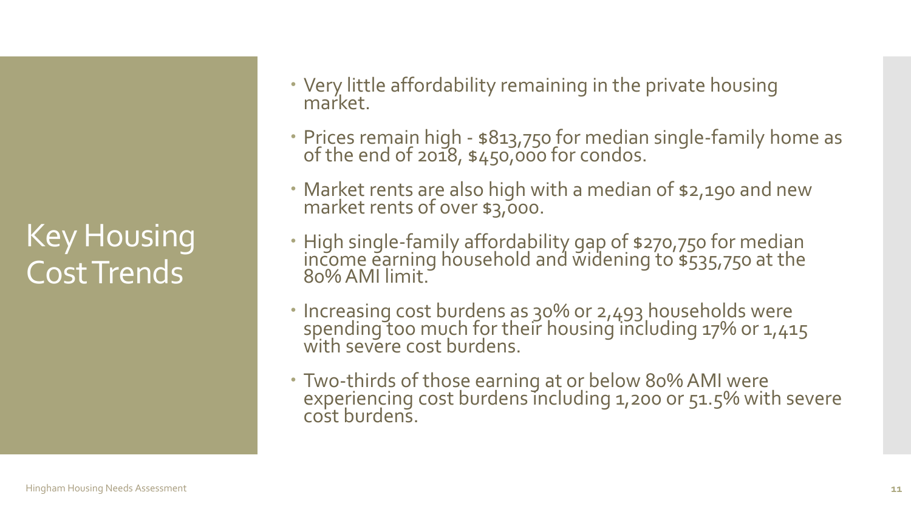# Key Housing Cost Trends

- Very little affordability remaining in the private housing market.
- Prices remain high - $813,750 for median single-family home as of the end of 2018, $450,000 for condos.
- Market rents are also high with a median of $2,190 and new market rents of over $3,000.
- High single-family affordability gap of $270,750 for median income earning household and widening to $535,750 at the 80% AMI limit.
- Increasing cost burdens as 30% or 2,493 households were spending too much for their housing including 17% or 1,415 with severe cost burdens.
- Two-thirds of those earning at or below 80% AMI were experiencing cost burdens including 1,200 or 51.5% with severe cost burdens.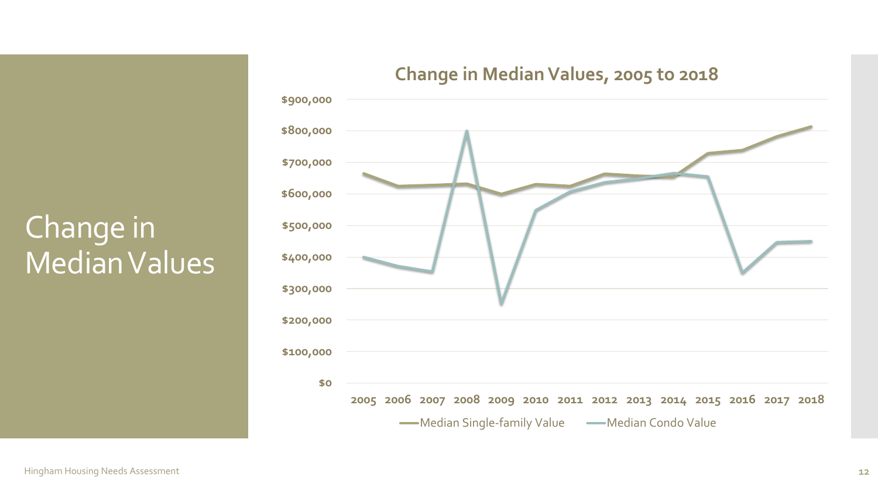# Change in Median Values

## Change in Median Values, 2005 to 2018

| Year | Median Single-family Value | Median Condo Value |
|---|---|---|
| 2005 | ~$665,000 | ~$400,000 |
| 2006 | ~$625,000 | ~$370,000 |
| 2007 | ~$628,000 | ~$353,000 |
| 2008 | ~$632,000 | ~$800,000 |
| 2009 | ~$600,000 | ~$252,000 |
| 2010 | ~$630,000 | ~$548,000 |
| 2011 | ~$625,000 | ~$605,000 |
| 2012 | ~$665,000 | ~$635,000 |
| 2013 | ~$658,000 | ~$648,000 |
| 2014 | ~$653,000 | ~$665,000 |
| 2015 | ~$728,000 | ~$655,000 |
| 2016 | ~$738,000 | ~$350,000 |
| 2017 | ~$782,000 | ~$447,000 |
| 2018 | ~$813,000 | ~$450,000 |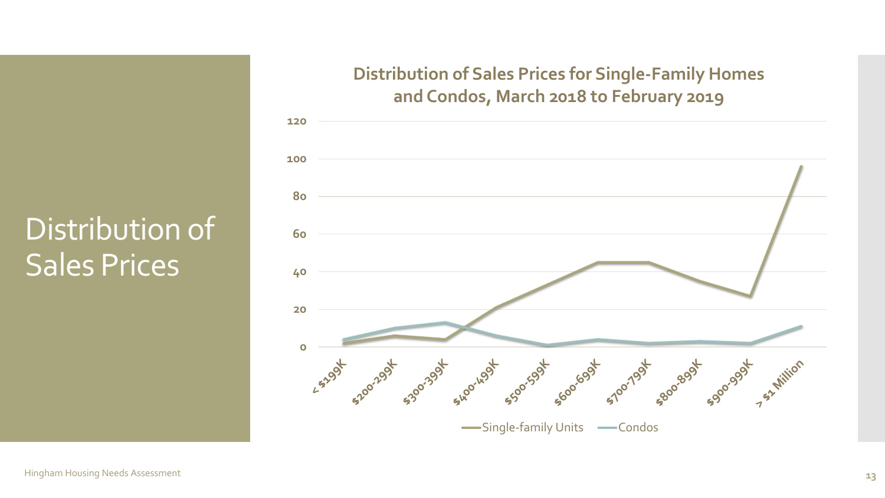# Distribution of Sales Prices

## Distribution of Sales Prices for Single-Family Homes and Condos, March 2018 to February 2019

120
100
80
60
40
20
0

< $199K, $200-299K, $300-399K, $400-499K, $500-599K, $600-699K, $700-799K, $800-899K, $900-999K, > $1 Million

Single-family Units — Condos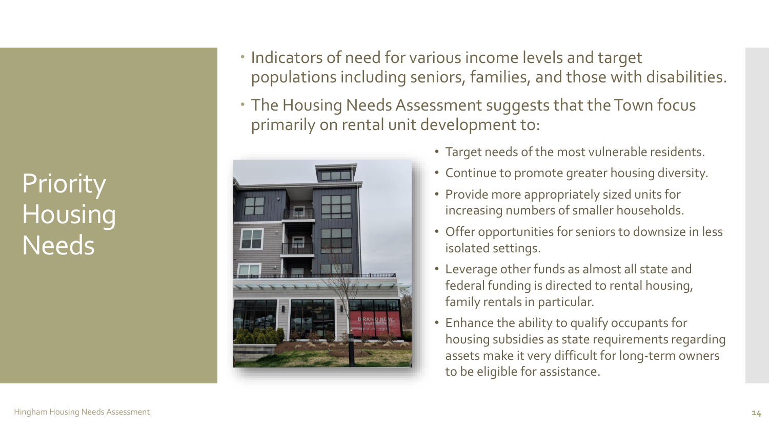# Priority Housing Needs

- Indicators of need for various income levels and target populations including seniors, families, and those with disabilities.
- The Housing Needs Assessment suggests that the Town focus primarily on rental unit development to:
  - Target needs of the most vulnerable residents.
  - Continue to promote greater housing diversity.
  - Provide more appropriately sized units for increasing numbers of smaller households.
  - Offer opportunities for seniors to downsize in less isolated settings.
  - Leverage other funds as almost all state and federal funding is directed to rental housing, family rentals in particular.
  - Enhance the ability to qualify occupants for housing subsidies as state requirements regarding assets make it very difficult for long-term owners to be eligible for assistance.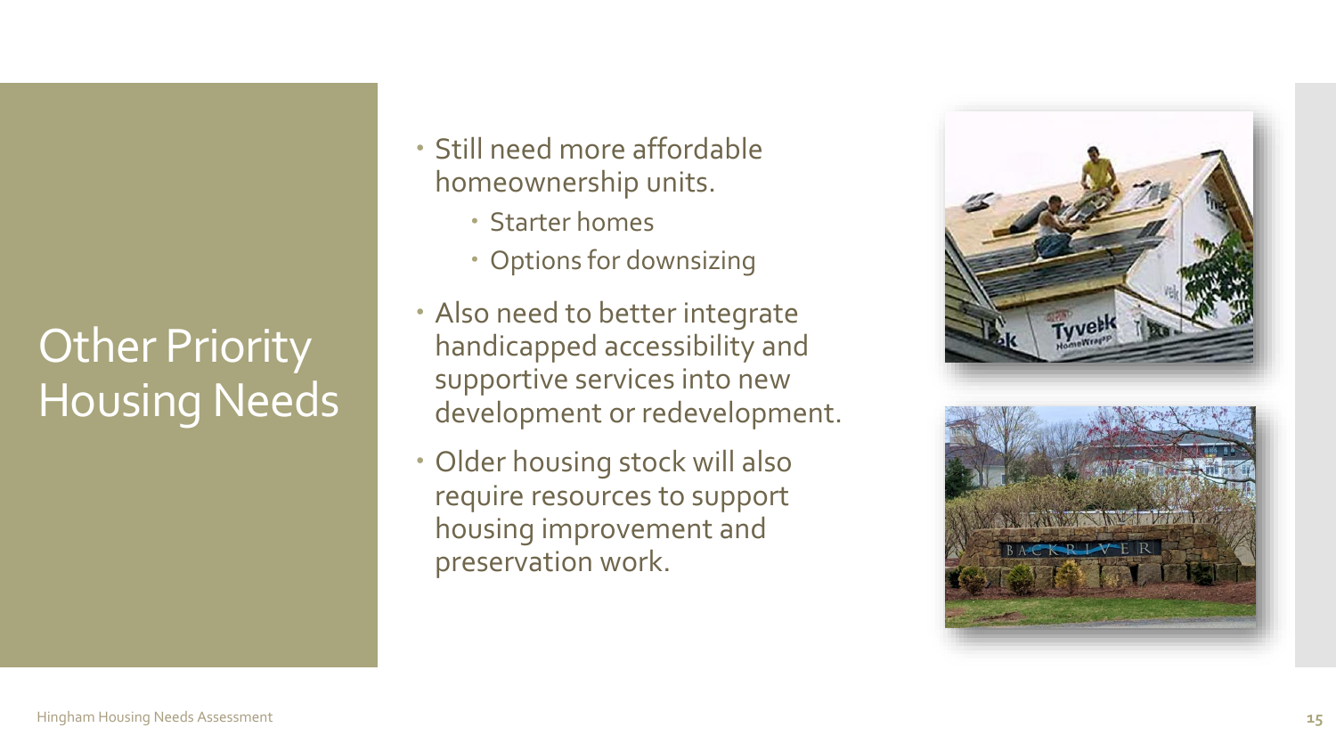# Other Priority Housing Needs

- Still need more affordable homeownership units.
  - Starter homes
  - Options for downsizing
- Also need to better integrate handicapped accessibility and supportive services into new development or redevelopment.
- Older housing stock will also require resources to support housing improvement and preservation work.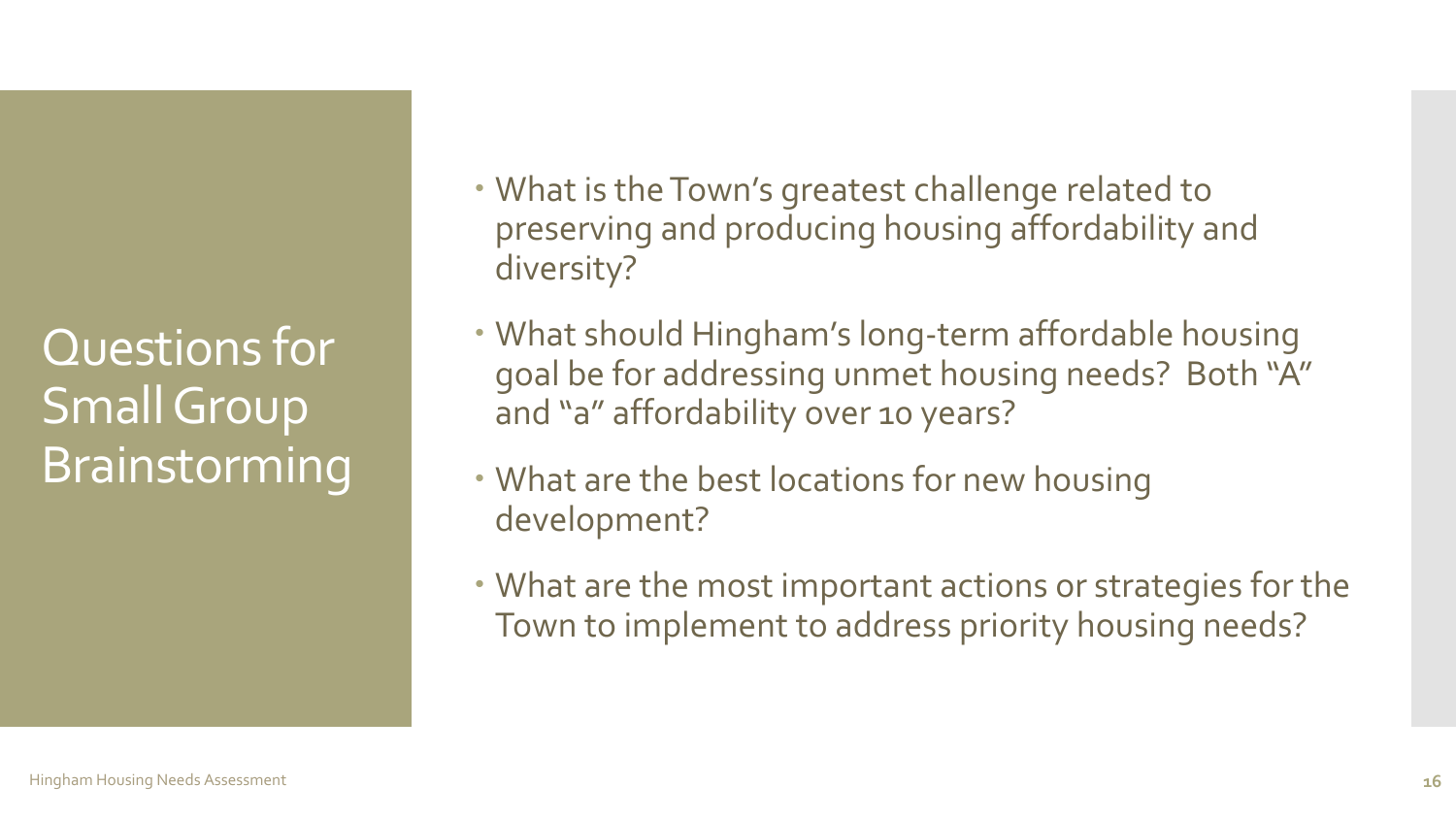# Questions for Small Group Brainstorming

- What is the Town's greatest challenge related to preserving and producing housing affordability and diversity?
- What should Hingham's long-term affordable housing goal be for addressing unmet housing needs? Both "A" and "a" affordability over 10 years?
- What are the best locations for new housing development?
- What are the most important actions or strategies for the Town to implement to address priority housing needs?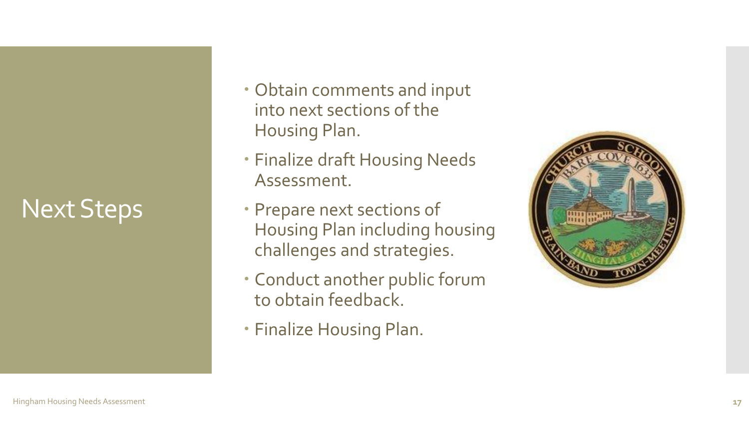# Next Steps

- Obtain comments and input into next sections of the Housing Plan.
- Finalize draft Housing Needs Assessment.
- Prepare next sections of Housing Plan including housing challenges and strategies.
- Conduct another public forum to obtain feedback.
- Finalize Housing Plan.